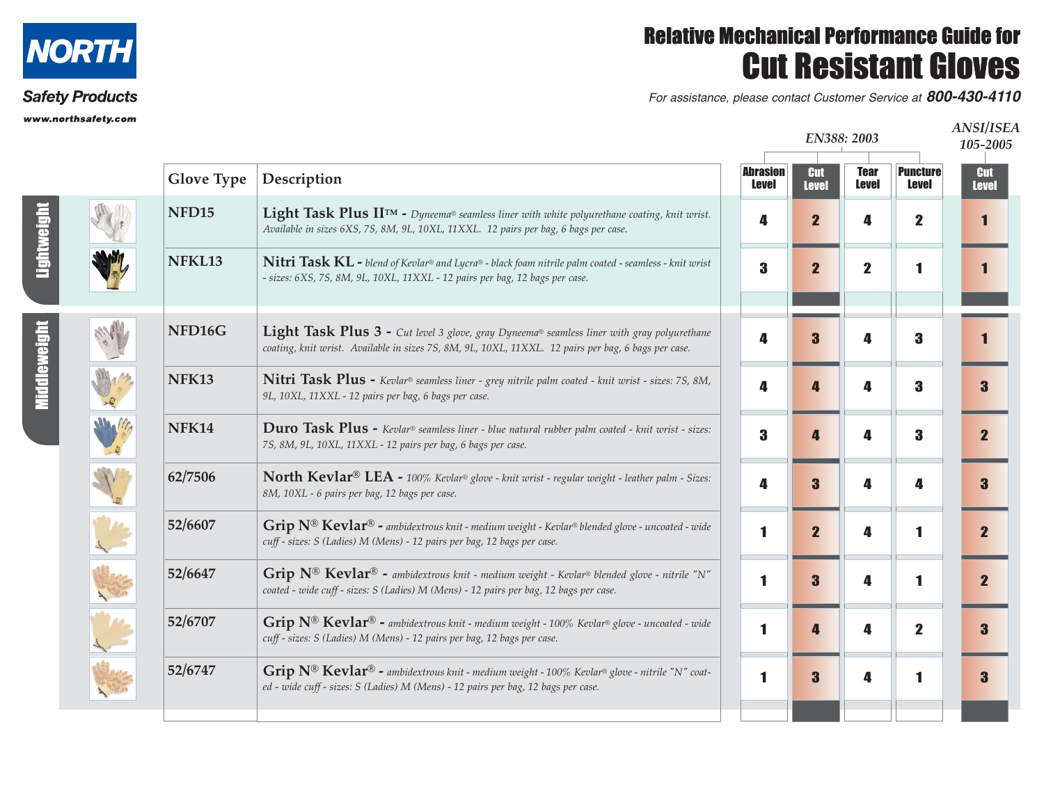NORTH

Safety Products

www.northsafety.com

# Relative Mechanical Performance Guide for Cut Resistant Gloves

*For assistance, please contact Customer Service at* **800-430-4110**

| Category | Glove Type | Description | EN388: 2003 Abrasion Level | EN388: 2003 Cut Level | EN388: 2003 Tear Level | EN388: 2003 Puncture Level | ANSI/ISEA 105-2005 Cut Level |
|---|---|---|---|---|---|---|---|
| Lightweight | NFD15 | **Light Task Plus II™ -** *Dyneema® seamless liner with white polyurethane coating, knit wrist. Available in sizes 6XS, 7S, 8M, 9L, 10XL, 11XXL. 12 pairs per bag, 6 bags per case.* | 4 | 2 | 4 | 2 | 1 |
| Lightweight | NFKL13 | **Nitri Task KL -** *blend of Kevlar® and Lycra® - black foam nitrile palm coated - seamless - knit wrist - sizes: 6XS, 7S, 8M, 9L, 10XL, 11XXL - 12 pairs per bag, 12 bags per case.* | 3 | 2 | 2 | 1 | 1 |
| Middleweight | NFD16G | **Light Task Plus 3 -** *Cut level 3 glove, gray Dyneema® seamless liner with gray polyurethane coating, knit wrist. Available in sizes 7S, 8M, 9L, 10XL, 11XXL. 12 pairs per bag, 6 bags per case.* | 4 | 3 | 4 | 3 | 1 |
| Middleweight | NFK13 | **Nitri Task Plus -** *Kevlar® seamless liner - grey nitrile palm coated - knit wrist - sizes: 7S, 8M, 9L, 10XL, 11XXL - 12 pairs per bag, 6 bags per case.* | 4 | 4 | 4 | 3 | 3 |
| Middleweight | NFK14 | **Duro Task Plus -** *Kevlar® seamless liner - blue natural rubber palm coated - knit wrist - sizes: 7S, 8M, 9L, 10XL, 11XXL - 12 pairs per bag, 6 bags per case.* | 3 | 4 | 4 | 3 | 2 |
| Middleweight | 62/7506 | **North Kevlar® LEA -** *100% Kevlar® glove - knit wrist - regular weight - leather palm - Sizes: 8M, 10XL - 6 pairs per bag, 12 bags per case.* | 4 | 3 | 4 | 4 | 3 |
| Middleweight | 52/6607 | **Grip N® Kevlar® -** *ambidextrous knit - medium weight - Kevlar® blended glove - uncoated - wide cuff - sizes: S (Ladies) M (Mens) - 12 pairs per bag, 12 bags per case.* | 1 | 2 | 4 | 1 | 2 |
| Middleweight | 52/6647 | **Grip N® Kevlar® -** *ambidextrous knit - medium weight - Kevlar® blended glove - nitrile "N" coated - wide cuff - sizes: S (Ladies) M (Mens) - 12 pairs per bag, 12 bags per case.* | 1 | 3 | 4 | 1 | 2 |
| Middleweight | 52/6707 | **Grip N® Kevlar® -** *ambidextrous knit - medium weight - 100% Kevlar® glove - uncoated - wide cuff - sizes: S (Ladies) M (Mens) - 12 pairs per bag, 12 bags per case.* | 1 | 4 | 4 | 2 | 3 |
| Middleweight | 52/6747 | **Grip N® Kevlar® -** *ambidextrous knit - medium weight - 100% Kevlar® glove - nitrile "N" coated - wide cuff - sizes: S (Ladies) M (Mens) - 12 pairs per bag, 12 bags per case.* | 1 | 3 | 4 | 1 | 3 |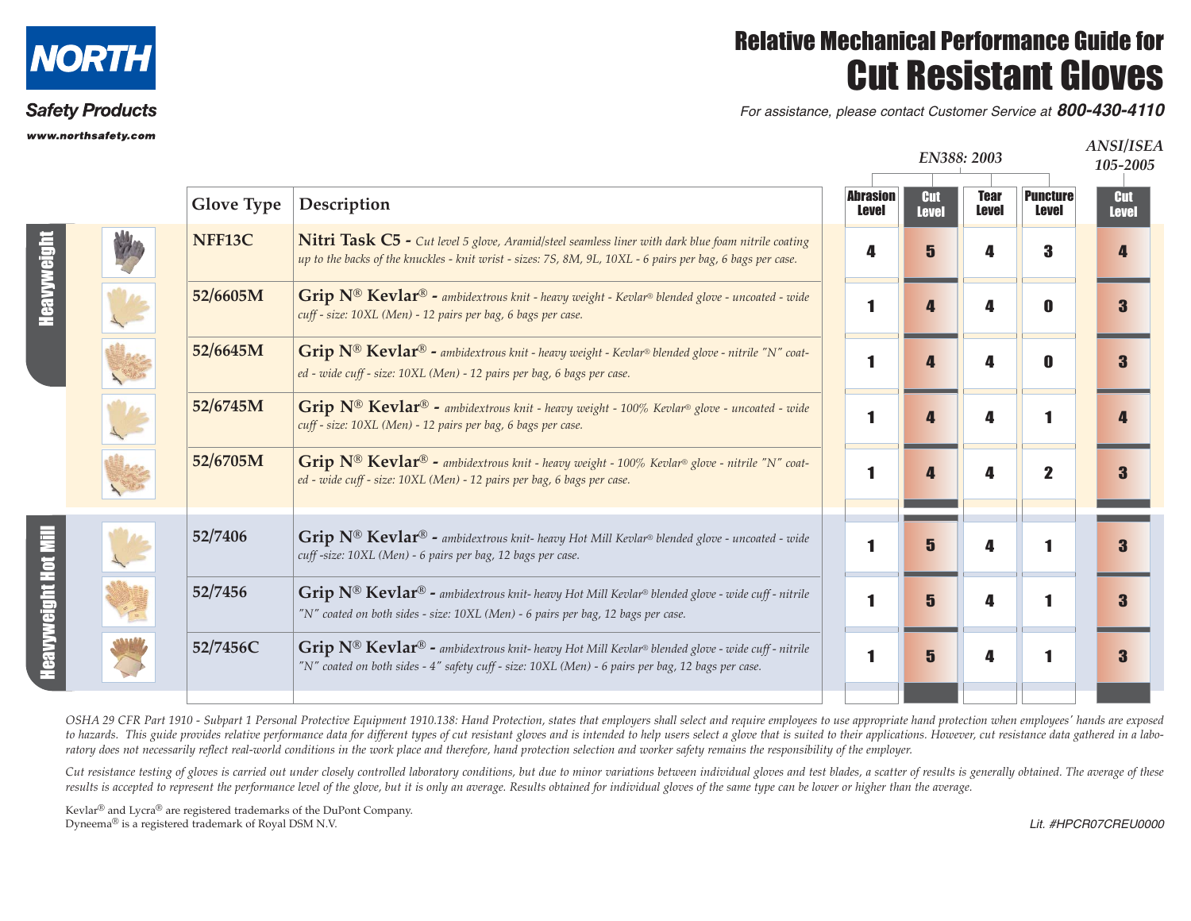# Relative Mechanical Performance Guide for Cut Resistant Gloves

NORTH Safety Products

www.northsafety.com

*For assistance, please contact Customer Service at* ***800-430-4110***

| | Glove Type | Description | EN388: 2003 Abrasion Level | EN388: 2003 Cut Level | EN388: 2003 Tear Level | EN388: 2003 Puncture Level | ANSI/ISEA 105-2005 Cut Level |
|---|---|---|---|---|---|---|---|
| Heavyweight | NFF13C | **Nitri Task C5 -** *Cut level 5 glove, Aramid/steel seamless liner with dark blue foam nitrile coating up to the backs of the knuckles - knit wrist - sizes: 7S, 8M, 9L, 10XL - 6 pairs per bag, 6 bags per case.* | 4 | 5 | 4 | 3 | 4 |
| Heavyweight | 52/6605M | **Grip N® Kevlar® -** *ambidextrous knit - heavy weight - Kevlar® blended glove - uncoated - wide cuff - size: 10XL (Men) - 12 pairs per bag, 6 bags per case.* | 1 | 4 | 4 | 0 | 3 |
| Heavyweight | 52/6645M | **Grip N® Kevlar® -** *ambidextrous knit - heavy weight - Kevlar® blended glove - nitrile "N" coated - wide cuff - size: 10XL (Men) - 12 pairs per bag, 6 bags per case.* | 1 | 4 | 4 | 0 | 3 |
| Heavyweight | 52/6745M | **Grip N® Kevlar® -** *ambidextrous knit - heavy weight - 100% Kevlar® glove - uncoated - wide cuff - size: 10XL (Men) - 12 pairs per bag, 6 bags per case.* | 1 | 4 | 4 | 1 | 4 |
| Heavyweight | 52/6705M | **Grip N® Kevlar® -** *ambidextrous knit - heavy weight - 100% Kevlar® glove - nitrile "N" coated - wide cuff - size: 10XL (Men) - 12 pairs per bag, 6 bags per case.* | 1 | 4 | 4 | 2 | 3 |
| Heavyweight Hot Mill | 52/7406 | **Grip N® Kevlar® -** *ambidextrous knit- heavy Hot Mill Kevlar® blended glove - uncoated - wide cuff -size: 10XL (Men) - 6 pairs per bag, 12 bags per case.* | 1 | 5 | 4 | 1 | 3 |
| Heavyweight Hot Mill | 52/7456 | **Grip N® Kevlar® -** *ambidextrous knit- heavy Hot Mill Kevlar® blended glove - wide cuff - nitrile "N" coated on both sides - size: 10XL (Men) - 6 pairs per bag, 12 bags per case.* | 1 | 5 | 4 | 1 | 3 |
| Heavyweight Hot Mill | 52/7456C | **Grip N® Kevlar® -** *ambidextrous knit- heavy Hot Mill Kevlar® blended glove - wide cuff - nitrile "N" coated on both sides - 4" safety cuff - size: 10XL (Men) - 6 pairs per bag, 12 bags per case.* | 1 | 5 | 4 | 1 | 3 |

*OSHA 29 CFR Part 1910 - Subpart 1 Personal Protective Equipment 1910.138: Hand Protection, states that employers shall select and require employees to use appropriate hand protection when employees' hands are exposed to hazards. This guide provides relative performance data for different types of cut resistant gloves and is intended to help users select a glove that is suited to their applications. However, cut resistance data gathered in a laboratory does not necessarily reflect real-world conditions in the work place and therefore, hand protection selection and worker safety remains the responsibility of the employer.*

*Cut resistance testing of gloves is carried out under closely controlled laboratory conditions, but due to minor variations between individual gloves and test blades, a scatter of results is generally obtained. The average of these results is accepted to represent the performance level of the glove, but it is only an average. Results obtained for individual gloves of the same type can be lower or higher than the average.*

Kevlar® and Lycra® are registered trademarks of the DuPont Company.
Dyneema® is a registered trademark of Royal DSM N.V.

*Lit. #HPCR07CREU0000*